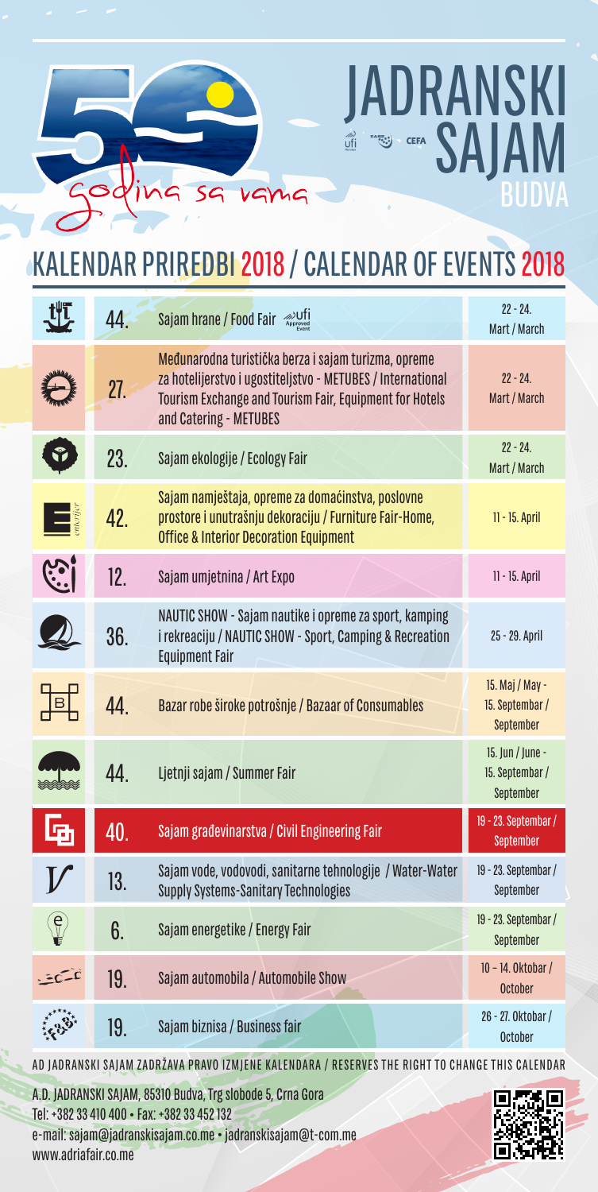# JADRANSKI SAJAM BUDVA

50 godina sa vama

## KALENDAR PRIREDBI 2018 / CALENDAR OF EVENTS 2018

| | | |
|---|---|---|
| 44. | Sajam hrane / Food Fair | 22 - 24. Mart / March |
| 27. | Međunarodna turistička berza i sajam turizma, opreme za hotelijerstvo i ugostiteljstvo - METUBES / International Tourism Exchange and Tourism Fair, Equipment for Hotels and Catering - METUBES | 22 - 24. Mart / March |
| 23. | Sajam ekologije / Ecology Fair | 22 - 24. Mart / March |
| 42. | Sajam namještaja, opreme za domaćinstva, poslovne prostore i unutrašnju dekoraciju / Furniture Fair-Home, Office & Interior Decoration Equipment | 11 - 15. April |
| 12. | Sajam umjetnina / Art Expo | 11 - 15. April |
| 36. | NAUTIC SHOW - Sajam nautike i opreme za sport, kamping i rekreaciju / NAUTIC SHOW - Sport, Camping & Recreation Equipment Fair | 25 - 29. April |
| 44. | Bazar robe široke potrošnje / Bazaar of Consumables | 15. Maj / May - 15. Septembar / September |
| 44. | Ljetnji sajam / Summer Fair | 15. Jun / June - 15. Septembar / September |
| 40. | Sajam građevinarstva / Civil Engineering Fair | 19 - 23. Septembar / September |
| 13. | Sajam vode, vodovodi, sanitarne tehnologije / Water-Water Supply Systems-Sanitary Technologies | 19 - 23. Septembar / September |
| 6. | Sajam energetike / Energy Fair | 19 - 23. Septembar / September |
| 19. | Sajam automobila / Automobile Show | 10 – 14. Oktobar / October |
| 19. | Sajam biznisa / Business fair | 26 - 27. Oktobar / October |

AD JADRANSKI SAJAM ZADRŽAVA PRAVO IZMJENE KALENDARA / RESERVES THE RIGHT TO CHANGE THIS CALENDAR

A.D. JADRANSKI SAJAM, 85310 Budva, Trg slobode 5, Crna Gora
Tel: +382 33 410 400 • Fax: +382 33 452 132
e-mail: sajam@jadranskisajam.co.me • jadranskisajam@t-com.me
www.adriafair.co.me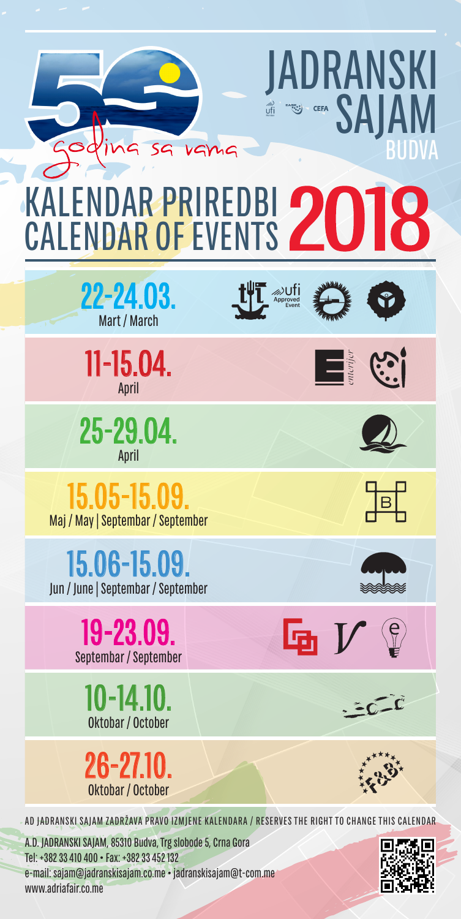# JADRANSKI SAJAM

BUDVA

50 godina sa vama

# KALENDAR PRIREDBI / CALENDAR OF EVENTS 2018

**22-24.03.**
Mart / March

**11-15.04.**
April

**25-29.04.**
April

**15.05-15.09.**
Maj / May | Septembar / September

**15.06-15.09.**
Jun / June | Septembar / September

**19-23.09.**
Septembar / September

**10-14.10.**
Oktobar / October

**26-27.10.**
Oktobar / October

AD JADRANSKI SAJAM ZADRŽAVA PRAVO IZMJENE KALENDARA / RESERVES THE RIGHT TO CHANGE THIS CALENDAR

A.D. JADRANSKI SAJAM, 85310 Budva, Trg slobode 5, Crna Gora
Tel: +382 33 410 400 • Fax: +382 33 452 132
e-mail: sajam@jadranskisajam.co.me • jadranskisajam@t-com.me
www.adriafair.co.me